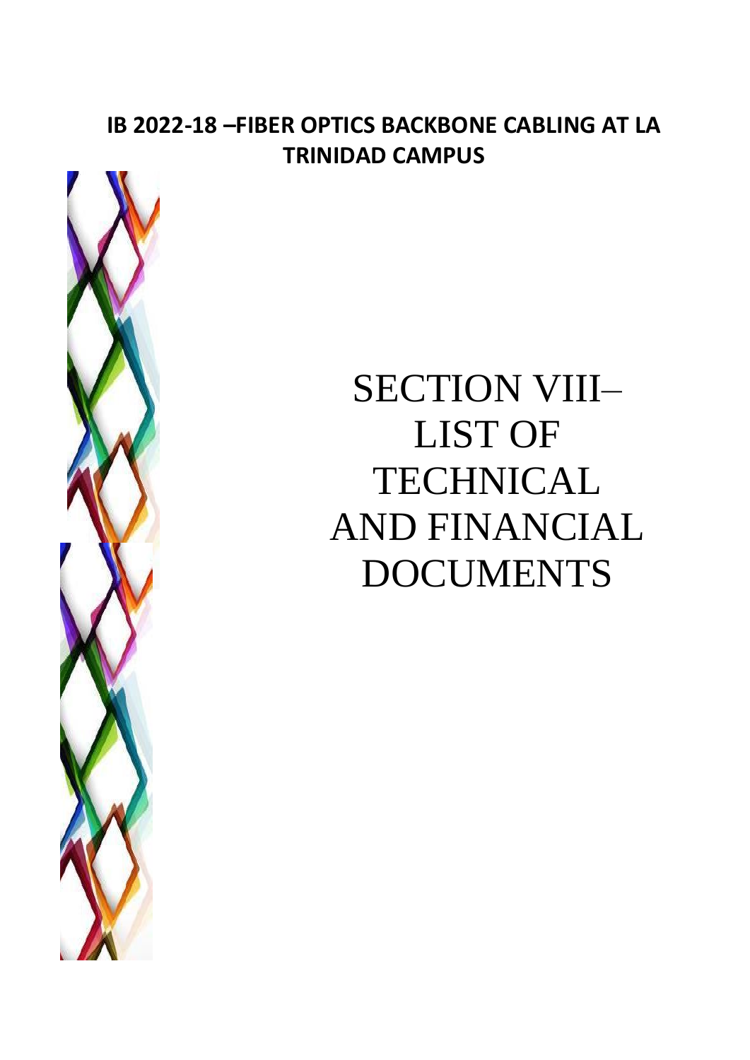**IB 2022-18 –FIBER OPTICS BACKBONE CABLING AT LA TRINIDAD CAMPUS**

# SECTION VIII– LIST OF TECHNICAL AND FINANCIAL DOCUMENTS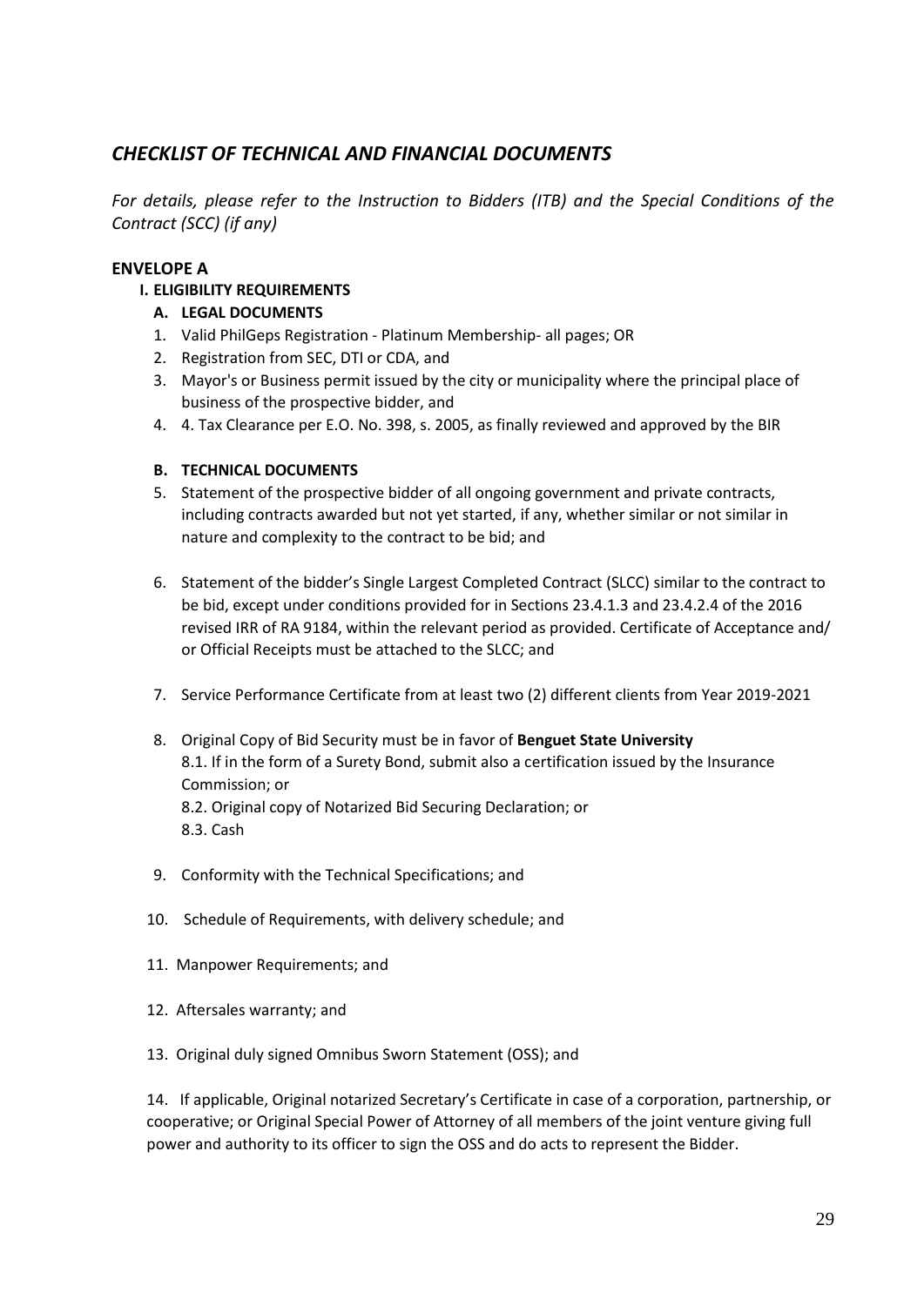## *CHECKLIST OF TECHNICAL AND FINANCIAL DOCUMENTS*

*For details, please refer to the Instruction to Bidders (ITB) and the Special Conditions of the Contract (SCC) (if any)*

### ENVELOPE A

#### I. ELIGIBILITY REQUIREMENTS

**A. LEGAL DOCUMENTS**

1. Valid PhilGeps Registration - Platinum Membership- all pages; OR
2. Registration from SEC, DTI or CDA, and
3. Mayor's or Business permit issued by the city or municipality where the principal place of business of the prospective bidder, and
4. 4. Tax Clearance per E.O. No. 398, s. 2005, as finally reviewed and approved by the BIR

**B. TECHNICAL DOCUMENTS**

5. Statement of the prospective bidder of all ongoing government and private contracts, including contracts awarded but not yet started, if any, whether similar or not similar in nature and complexity to the contract to be bid; and

6. Statement of the bidder's Single Largest Completed Contract (SLCC) similar to the contract to be bid, except under conditions provided for in Sections 23.4.1.3 and 23.4.2.4 of the 2016 revised IRR of RA 9184, within the relevant period as provided. Certificate of Acceptance and/ or Official Receipts must be attached to the SLCC; and

7. Service Performance Certificate from at least two (2) different clients from Year 2019-2021

8. Original Copy of Bid Security must be in favor of **Benguet State University**
   8.1. If in the form of a Surety Bond, submit also a certification issued by the Insurance Commission; or
   8.2. Original copy of Notarized Bid Securing Declaration; or
   8.3. Cash

9. Conformity with the Technical Specifications; and

10. Schedule of Requirements, with delivery schedule; and

11. Manpower Requirements; and

12. Aftersales warranty; and

13. Original duly signed Omnibus Sworn Statement (OSS); and

14. If applicable, Original notarized Secretary's Certificate in case of a corporation, partnership, or cooperative; or Original Special Power of Attorney of all members of the joint venture giving full power and authority to its officer to sign the OSS and do acts to represent the Bidder.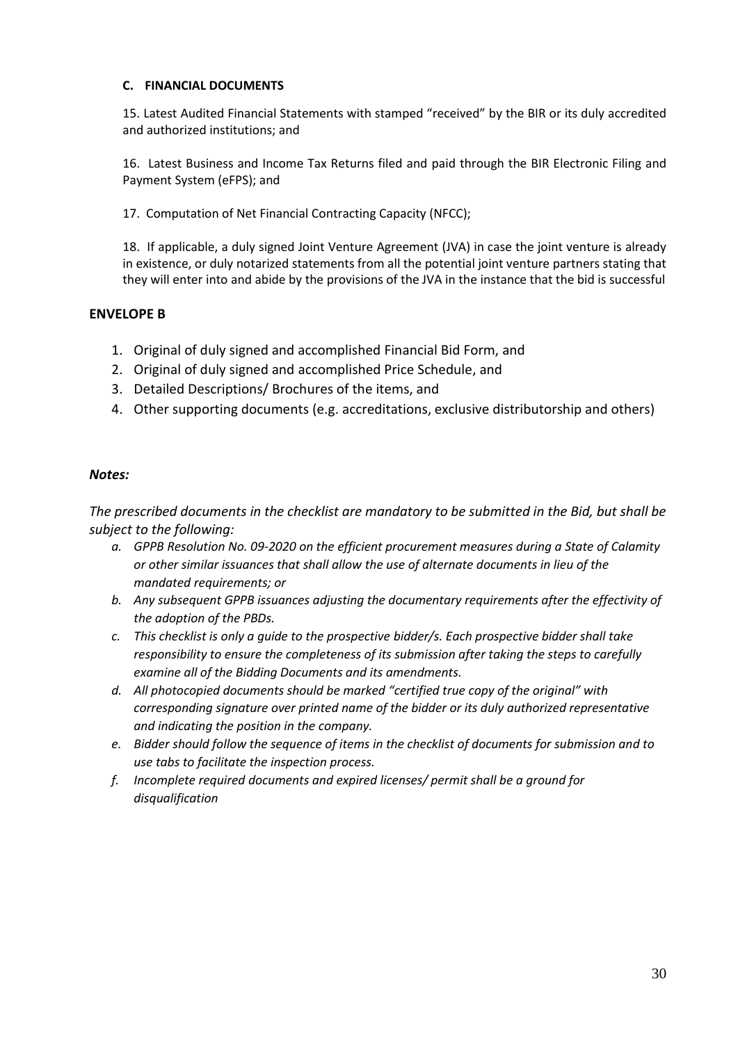### C. FINANCIAL DOCUMENTS

15. Latest Audited Financial Statements with stamped "received" by the BIR or its duly accredited and authorized institutions; and

16. Latest Business and Income Tax Returns filed and paid through the BIR Electronic Filing and Payment System (eFPS); and

17. Computation of Net Financial Contracting Capacity (NFCC);

18. If applicable, a duly signed Joint Venture Agreement (JVA) in case the joint venture is already in existence, or duly notarized statements from all the potential joint venture partners stating that they will enter into and abide by the provisions of the JVA in the instance that the bid is successful

## ENVELOPE B

1. Original of duly signed and accomplished Financial Bid Form, and
2. Original of duly signed and accomplished Price Schedule, and
3. Detailed Descriptions/ Brochures of the items, and
4. Other supporting documents (e.g. accreditations, exclusive distributorship and others)

***Notes:***

*The prescribed documents in the checklist are mandatory to be submitted in the Bid, but shall be subject to the following:*

- *a. GPPB Resolution No. 09-2020 on the efficient procurement measures during a State of Calamity or other similar issuances that shall allow the use of alternate documents in lieu of the mandated requirements; or*
- *b. Any subsequent GPPB issuances adjusting the documentary requirements after the effectivity of the adoption of the PBDs.*
- *c. This checklist is only a guide to the prospective bidder/s. Each prospective bidder shall take responsibility to ensure the completeness of its submission after taking the steps to carefully examine all of the Bidding Documents and its amendments.*
- *d. All photocopied documents should be marked "certified true copy of the original" with corresponding signature over printed name of the bidder or its duly authorized representative and indicating the position in the company.*
- *e. Bidder should follow the sequence of items in the checklist of documents for submission and to use tabs to facilitate the inspection process.*
- *f. Incomplete required documents and expired licenses/ permit shall be a ground for disqualification*